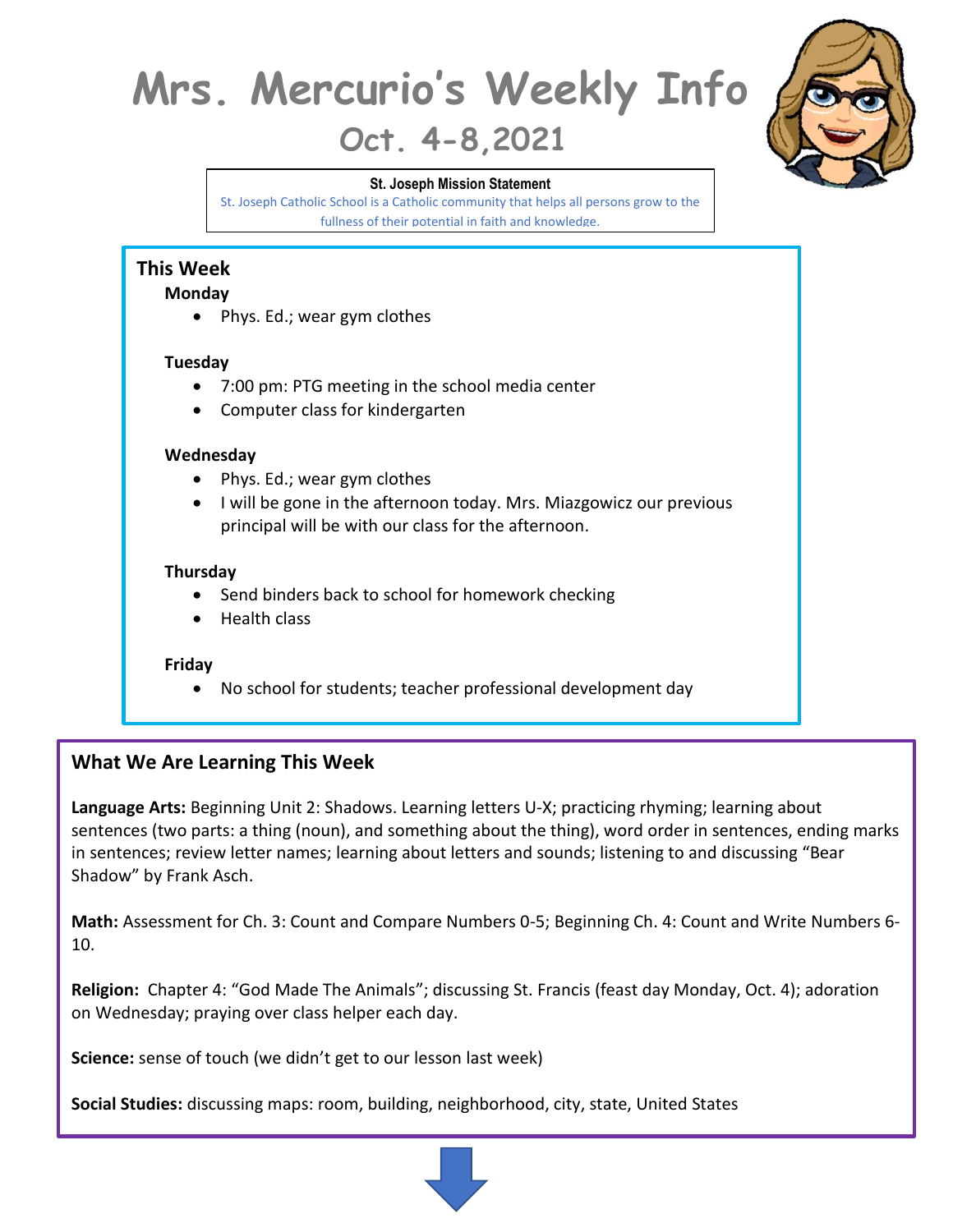# Mrs. Mercurio's Weekly Info

## Oct. 4-8,2021

**St. Joseph Mission Statement**

St. Joseph Catholic School is a Catholic community that helps all persons grow to the fullness of their potential in faith and knowledge.

## This Week

### Monday

- Phys. Ed.; wear gym clothes

### Tuesday

- 7:00 pm: PTG meeting in the school media center
- Computer class for kindergarten

### Wednesday

- Phys. Ed.; wear gym clothes
- I will be gone in the afternoon today. Mrs. Miazgowicz our previous principal will be with our class for the afternoon.

### Thursday

- Send binders back to school for homework checking
- Health class

### Friday

- No school for students; teacher professional development day

## What We Are Learning This Week

**Language Arts:** Beginning Unit 2: Shadows. Learning letters U-X; practicing rhyming; learning about sentences (two parts: a thing (noun), and something about the thing), word order in sentences, ending marks in sentences; review letter names; learning about letters and sounds; listening to and discussing "Bear Shadow" by Frank Asch.

**Math:** Assessment for Ch. 3: Count and Compare Numbers 0-5; Beginning Ch. 4: Count and Write Numbers 6-10.

**Religion:** Chapter 4: "God Made The Animals"; discussing St. Francis (feast day Monday, Oct. 4); adoration on Wednesday; praying over class helper each day.

**Science:** sense of touch (we didn't get to our lesson last week)

**Social Studies:** discussing maps: room, building, neighborhood, city, state, United States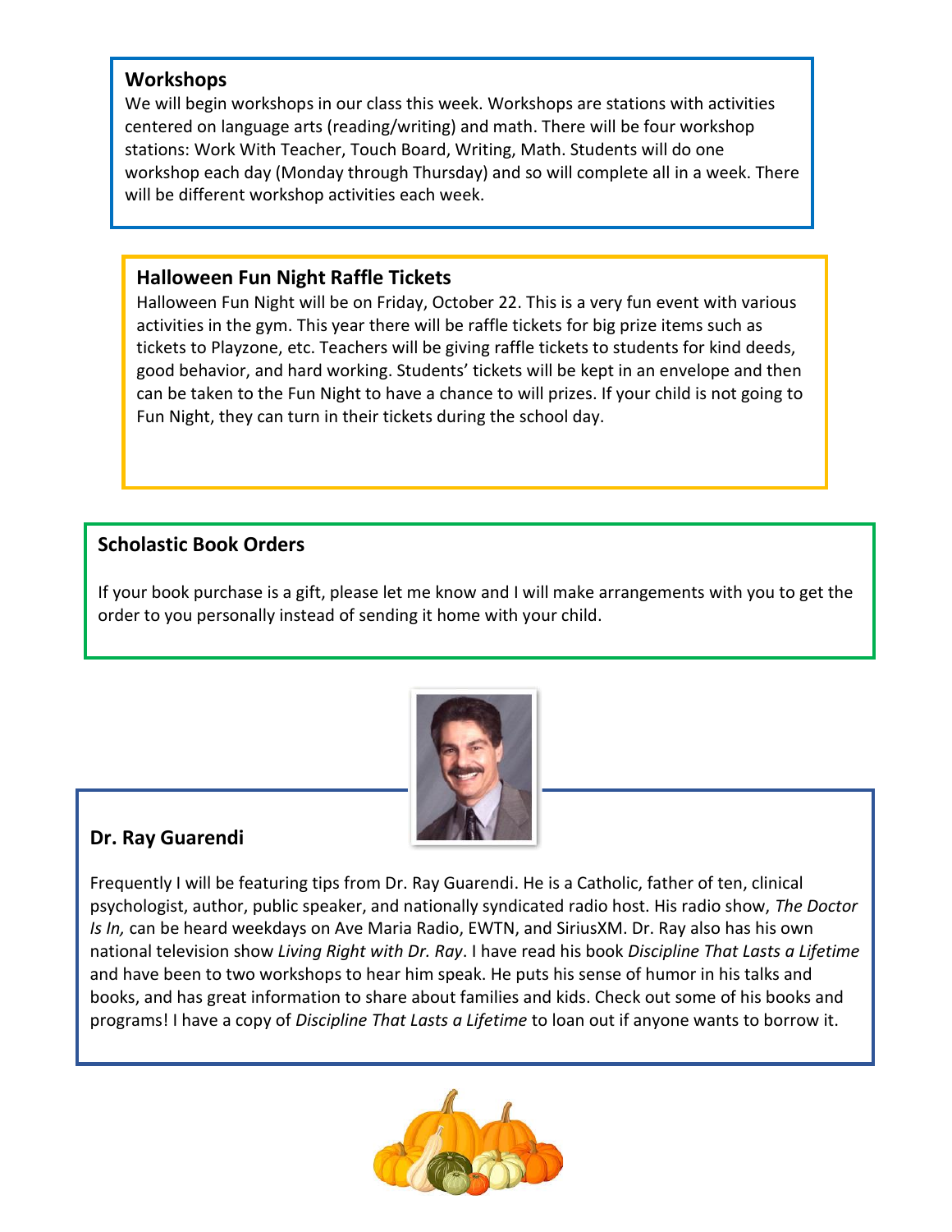## Workshops

We will begin workshops in our class this week. Workshops are stations with activities centered on language arts (reading/writing) and math. There will be four workshop stations: Work With Teacher, Touch Board, Writing, Math. Students will do one workshop each day (Monday through Thursday) and so will complete all in a week. There will be different workshop activities each week.

## Halloween Fun Night Raffle Tickets

Halloween Fun Night will be on Friday, October 22. This is a very fun event with various activities in the gym. This year there will be raffle tickets for big prize items such as tickets to Playzone, etc. Teachers will be giving raffle tickets to students for kind deeds, good behavior, and hard working. Students' tickets will be kept in an envelope and then can be taken to the Fun Night to have a chance to will prizes. If your child is not going to Fun Night, they can turn in their tickets during the school day.

## Scholastic Book Orders

If your book purchase is a gift, please let me know and I will make arrangements with you to get the order to you personally instead of sending it home with your child.

## Dr. Ray Guarendi

Frequently I will be featuring tips from Dr. Ray Guarendi. He is a Catholic, father of ten, clinical psychologist, author, public speaker, and nationally syndicated radio host. His radio show, *The Doctor Is In,* can be heard weekdays on Ave Maria Radio, EWTN, and SiriusXM. Dr. Ray also has his own national television show *Living Right with Dr. Ray*. I have read his book *Discipline That Lasts a Lifetime* and have been to two workshops to hear him speak. He puts his sense of humor in his talks and books, and has great information to share about families and kids. Check out some of his books and programs! I have a copy of *Discipline That Lasts a Lifetime* to loan out if anyone wants to borrow it.